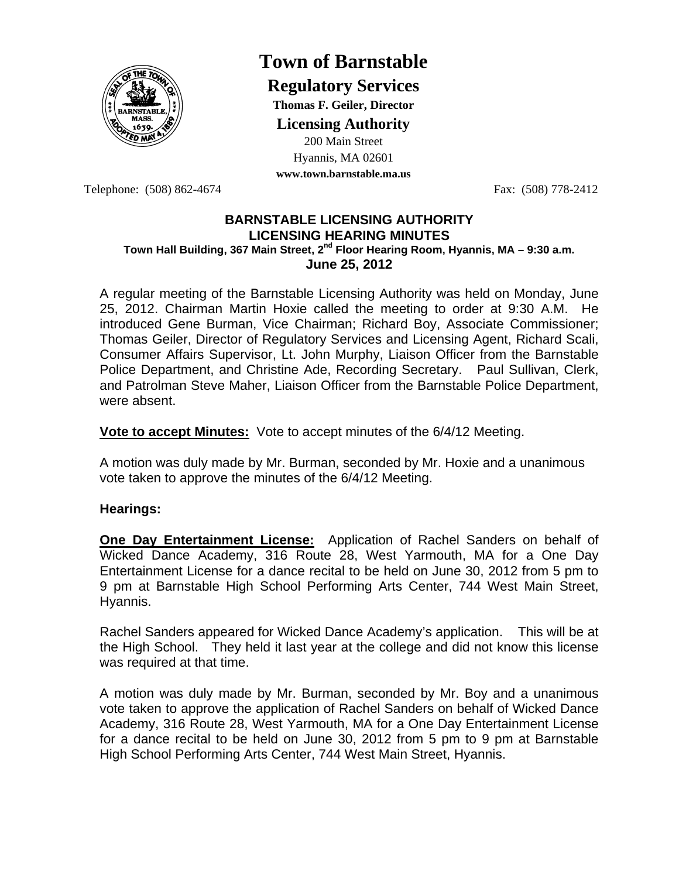# Town of Barnstable

## Regulatory Services

**Thomas F. Geiler, Director**

## Licensing Authority

200 Main Street
Hyannis, MA 02601
**www.town.barnstable.ma.us**

Telephone: (508) 862-4674 Fax: (508) 778-2412

**BARNSTABLE LICENSING AUTHORITY**
**LICENSING HEARING MINUTES**
**Town Hall Building, 367 Main Street, 2nd Floor Hearing Room, Hyannis, MA – 9:30 a.m.**
**June 25, 2012**

A regular meeting of the Barnstable Licensing Authority was held on Monday, June 25, 2012. Chairman Martin Hoxie called the meeting to order at 9:30 A.M. He introduced Gene Burman, Vice Chairman; Richard Boy, Associate Commissioner; Thomas Geiler, Director of Regulatory Services and Licensing Agent, Richard Scali, Consumer Affairs Supervisor, Lt. John Murphy, Liaison Officer from the Barnstable Police Department, and Christine Ade, Recording Secretary. Paul Sullivan, Clerk, and Patrolman Steve Maher, Liaison Officer from the Barnstable Police Department, were absent.

**Vote to accept Minutes:** Vote to accept minutes of the 6/4/12 Meeting.

A motion was duly made by Mr. Burman, seconded by Mr. Hoxie and a unanimous vote taken to approve the minutes of the 6/4/12 Meeting.

**Hearings:**

**One Day Entertainment License:** Application of Rachel Sanders on behalf of Wicked Dance Academy, 316 Route 28, West Yarmouth, MA for a One Day Entertainment License for a dance recital to be held on June 30, 2012 from 5 pm to 9 pm at Barnstable High School Performing Arts Center, 744 West Main Street, Hyannis.

Rachel Sanders appeared for Wicked Dance Academy's application. This will be at the High School. They held it last year at the college and did not know this license was required at that time.

A motion was duly made by Mr. Burman, seconded by Mr. Boy and a unanimous vote taken to approve the application of Rachel Sanders on behalf of Wicked Dance Academy, 316 Route 28, West Yarmouth, MA for a One Day Entertainment License for a dance recital to be held on June 30, 2012 from 5 pm to 9 pm at Barnstable High School Performing Arts Center, 744 West Main Street, Hyannis.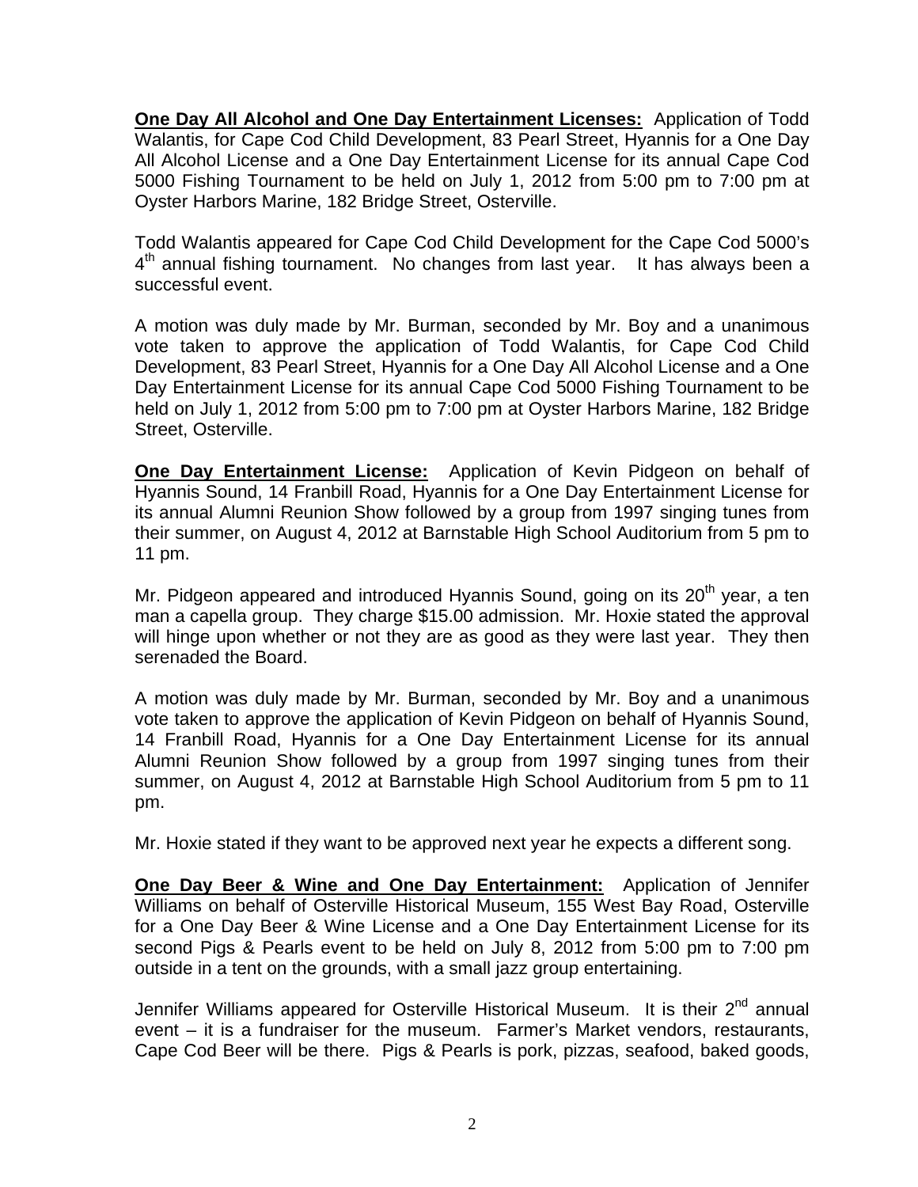**One Day All Alcohol and One Day Entertainment Licenses:** Application of Todd Walantis, for Cape Cod Child Development, 83 Pearl Street, Hyannis for a One Day All Alcohol License and a One Day Entertainment License for its annual Cape Cod 5000 Fishing Tournament to be held on July 1, 2012 from 5:00 pm to 7:00 pm at Oyster Harbors Marine, 182 Bridge Street, Osterville.

Todd Walantis appeared for Cape Cod Child Development for the Cape Cod 5000's 4th annual fishing tournament. No changes from last year. It has always been a successful event.

A motion was duly made by Mr. Burman, seconded by Mr. Boy and a unanimous vote taken to approve the application of Todd Walantis, for Cape Cod Child Development, 83 Pearl Street, Hyannis for a One Day All Alcohol License and a One Day Entertainment License for its annual Cape Cod 5000 Fishing Tournament to be held on July 1, 2012 from 5:00 pm to 7:00 pm at Oyster Harbors Marine, 182 Bridge Street, Osterville.

**One Day Entertainment License:** Application of Kevin Pidgeon on behalf of Hyannis Sound, 14 Franbill Road, Hyannis for a One Day Entertainment License for its annual Alumni Reunion Show followed by a group from 1997 singing tunes from their summer, on August 4, 2012 at Barnstable High School Auditorium from 5 pm to 11 pm.

Mr. Pidgeon appeared and introduced Hyannis Sound, going on its 20th year, a ten man a capella group. They charge $15.00 admission. Mr. Hoxie stated the approval will hinge upon whether or not they are as good as they were last year. They then serenaded the Board.

A motion was duly made by Mr. Burman, seconded by Mr. Boy and a unanimous vote taken to approve the application of Kevin Pidgeon on behalf of Hyannis Sound, 14 Franbill Road, Hyannis for a One Day Entertainment License for its annual Alumni Reunion Show followed by a group from 1997 singing tunes from their summer, on August 4, 2012 at Barnstable High School Auditorium from 5 pm to 11 pm.

Mr. Hoxie stated if they want to be approved next year he expects a different song.

**One Day Beer & Wine and One Day Entertainment:** Application of Jennifer Williams on behalf of Osterville Historical Museum, 155 West Bay Road, Osterville for a One Day Beer & Wine License and a One Day Entertainment License for its second Pigs & Pearls event to be held on July 8, 2012 from 5:00 pm to 7:00 pm outside in a tent on the grounds, with a small jazz group entertaining.

Jennifer Williams appeared for Osterville Historical Museum. It is their 2nd annual event – it is a fundraiser for the museum. Farmer's Market vendors, restaurants, Cape Cod Beer will be there. Pigs & Pearls is pork, pizzas, seafood, baked goods,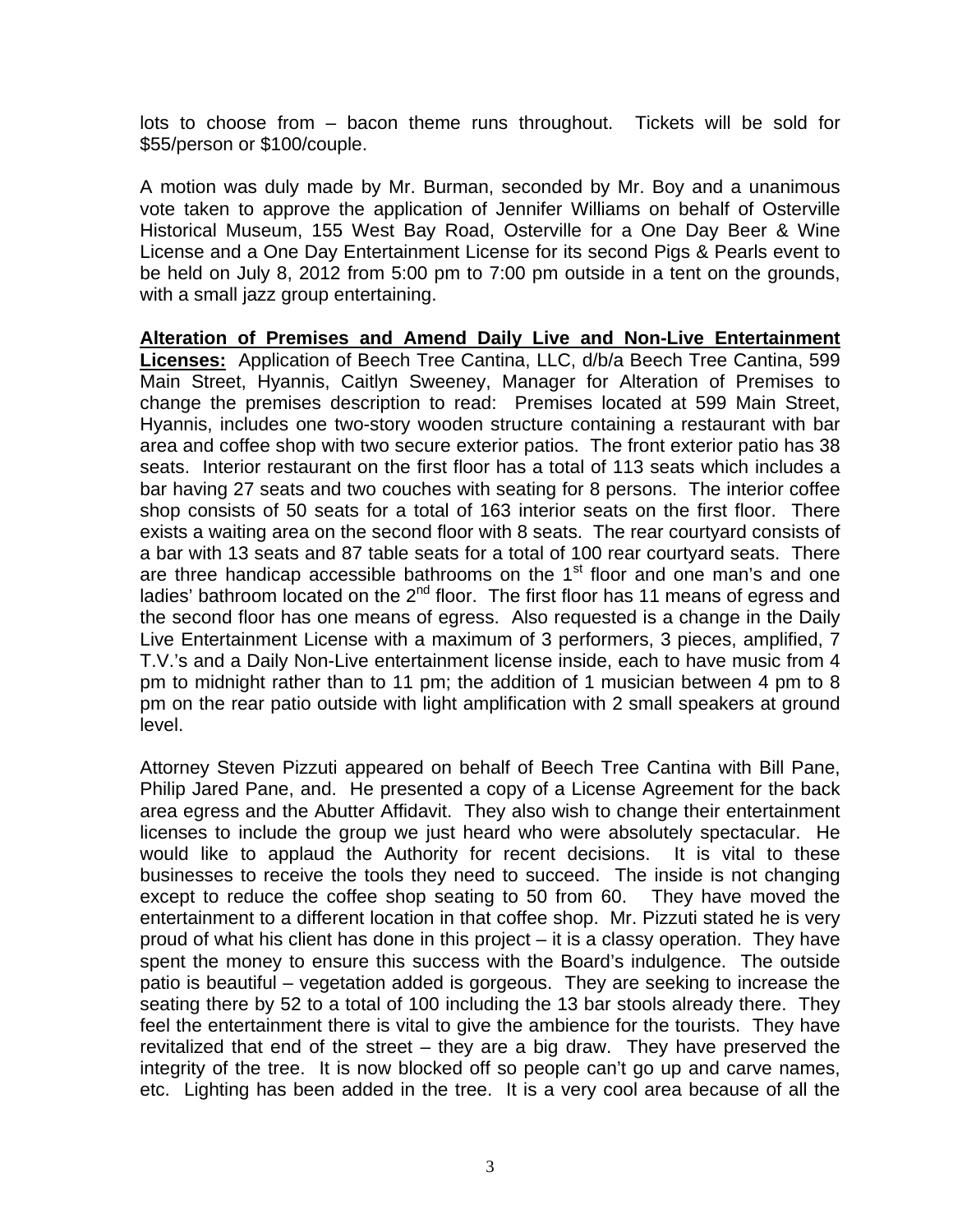lots to choose from – bacon theme runs throughout. Tickets will be sold for $55/person or $100/couple.

A motion was duly made by Mr. Burman, seconded by Mr. Boy and a unanimous vote taken to approve the application of Jennifer Williams on behalf of Osterville Historical Museum, 155 West Bay Road, Osterville for a One Day Beer & Wine License and a One Day Entertainment License for its second Pigs & Pearls event to be held on July 8, 2012 from 5:00 pm to 7:00 pm outside in a tent on the grounds, with a small jazz group entertaining.

**Alteration of Premises and Amend Daily Live and Non-Live Entertainment Licenses:** Application of Beech Tree Cantina, LLC, d/b/a Beech Tree Cantina, 599 Main Street, Hyannis, Caitlyn Sweeney, Manager for Alteration of Premises to change the premises description to read: Premises located at 599 Main Street, Hyannis, includes one two-story wooden structure containing a restaurant with bar area and coffee shop with two secure exterior patios. The front exterior patio has 38 seats. Interior restaurant on the first floor has a total of 113 seats which includes a bar having 27 seats and two couches with seating for 8 persons. The interior coffee shop consists of 50 seats for a total of 163 interior seats on the first floor. There exists a waiting area on the second floor with 8 seats. The rear courtyard consists of a bar with 13 seats and 87 table seats for a total of 100 rear courtyard seats. There are three handicap accessible bathrooms on the 1st floor and one man's and one ladies' bathroom located on the 2nd floor. The first floor has 11 means of egress and the second floor has one means of egress. Also requested is a change in the Daily Live Entertainment License with a maximum of 3 performers, 3 pieces, amplified, 7 T.V.'s and a Daily Non-Live entertainment license inside, each to have music from 4 pm to midnight rather than to 11 pm; the addition of 1 musician between 4 pm to 8 pm on the rear patio outside with light amplification with 2 small speakers at ground level.

Attorney Steven Pizzuti appeared on behalf of Beech Tree Cantina with Bill Pane, Philip Jared Pane, and. He presented a copy of a License Agreement for the back area egress and the Abutter Affidavit. They also wish to change their entertainment licenses to include the group we just heard who were absolutely spectacular. He would like to applaud the Authority for recent decisions. It is vital to these businesses to receive the tools they need to succeed. The inside is not changing except to reduce the coffee shop seating to 50 from 60. They have moved the entertainment to a different location in that coffee shop. Mr. Pizzuti stated he is very proud of what his client has done in this project – it is a classy operation. They have spent the money to ensure this success with the Board's indulgence. The outside patio is beautiful – vegetation added is gorgeous. They are seeking to increase the seating there by 52 to a total of 100 including the 13 bar stools already there. They feel the entertainment there is vital to give the ambience for the tourists. They have revitalized that end of the street – they are a big draw. They have preserved the integrity of the tree. It is now blocked off so people can't go up and carve names, etc. Lighting has been added in the tree. It is a very cool area because of all the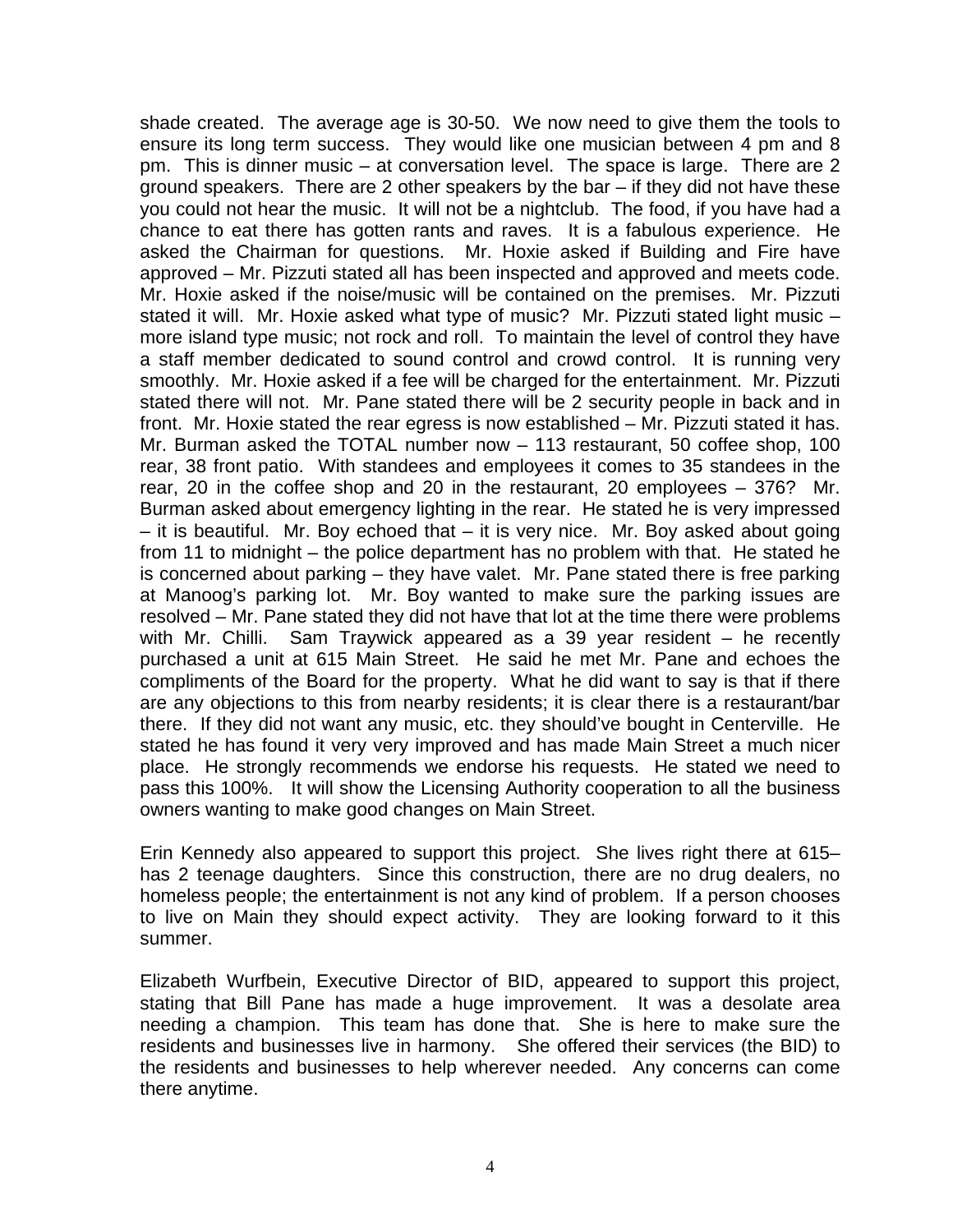shade created. The average age is 30-50. We now need to give them the tools to ensure its long term success. They would like one musician between 4 pm and 8 pm. This is dinner music – at conversation level. The space is large. There are 2 ground speakers. There are 2 other speakers by the bar – if they did not have these you could not hear the music. It will not be a nightclub. The food, if you have had a chance to eat there has gotten rants and raves. It is a fabulous experience. He asked the Chairman for questions. Mr. Hoxie asked if Building and Fire have approved – Mr. Pizzuti stated all has been inspected and approved and meets code. Mr. Hoxie asked if the noise/music will be contained on the premises. Mr. Pizzuti stated it will. Mr. Hoxie asked what type of music? Mr. Pizzuti stated light music – more island type music; not rock and roll. To maintain the level of control they have a staff member dedicated to sound control and crowd control. It is running very smoothly. Mr. Hoxie asked if a fee will be charged for the entertainment. Mr. Pizzuti stated there will not. Mr. Pane stated there will be 2 security people in back and in front. Mr. Hoxie stated the rear egress is now established – Mr. Pizzuti stated it has. Mr. Burman asked the TOTAL number now – 113 restaurant, 50 coffee shop, 100 rear, 38 front patio. With standees and employees it comes to 35 standees in the rear, 20 in the coffee shop and 20 in the restaurant, 20 employees – 376? Mr. Burman asked about emergency lighting in the rear. He stated he is very impressed – it is beautiful. Mr. Boy echoed that – it is very nice. Mr. Boy asked about going from 11 to midnight – the police department has no problem with that. He stated he is concerned about parking – they have valet. Mr. Pane stated there is free parking at Manoog's parking lot. Mr. Boy wanted to make sure the parking issues are resolved – Mr. Pane stated they did not have that lot at the time there were problems with Mr. Chilli. Sam Traywick appeared as a 39 year resident – he recently purchased a unit at 615 Main Street. He said he met Mr. Pane and echoes the compliments of the Board for the property. What he did want to say is that if there are any objections to this from nearby residents; it is clear there is a restaurant/bar there. If they did not want any music, etc. they should've bought in Centerville. He stated he has found it very very improved and has made Main Street a much nicer place. He strongly recommends we endorse his requests. He stated we need to pass this 100%. It will show the Licensing Authority cooperation to all the business owners wanting to make good changes on Main Street.

Erin Kennedy also appeared to support this project. She lives right there at 615– has 2 teenage daughters. Since this construction, there are no drug dealers, no homeless people; the entertainment is not any kind of problem. If a person chooses to live on Main they should expect activity. They are looking forward to it this summer.

Elizabeth Wurfbein, Executive Director of BID, appeared to support this project, stating that Bill Pane has made a huge improvement. It was a desolate area needing a champion. This team has done that. She is here to make sure the residents and businesses live in harmony. She offered their services (the BID) to the residents and businesses to help wherever needed. Any concerns can come there anytime.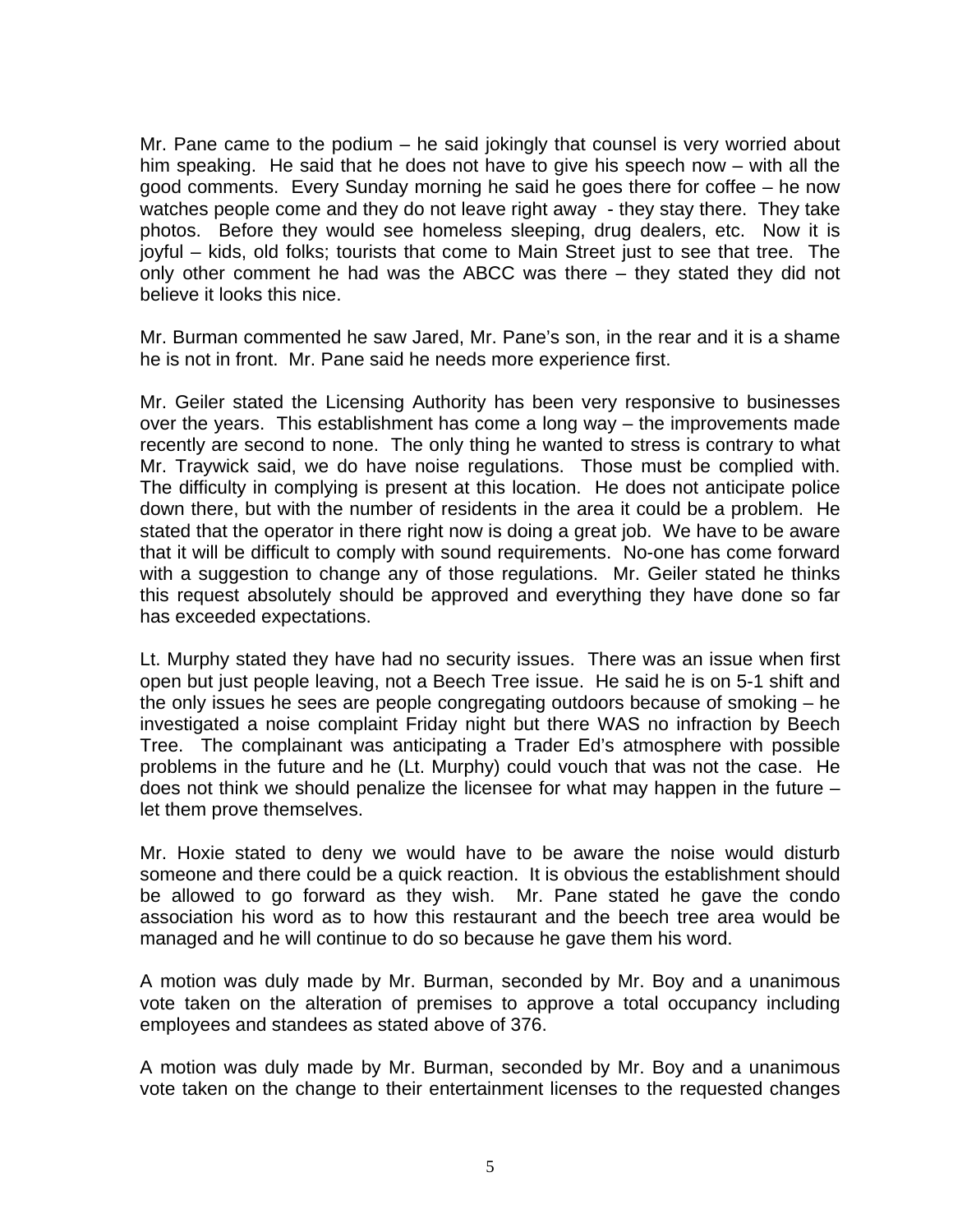Mr. Pane came to the podium – he said jokingly that counsel is very worried about him speaking. He said that he does not have to give his speech now – with all the good comments. Every Sunday morning he said he goes there for coffee – he now watches people come and they do not leave right away - they stay there. They take photos. Before they would see homeless sleeping, drug dealers, etc. Now it is joyful – kids, old folks; tourists that come to Main Street just to see that tree. The only other comment he had was the ABCC was there – they stated they did not believe it looks this nice.

Mr. Burman commented he saw Jared, Mr. Pane's son, in the rear and it is a shame he is not in front. Mr. Pane said he needs more experience first.

Mr. Geiler stated the Licensing Authority has been very responsive to businesses over the years. This establishment has come a long way – the improvements made recently are second to none. The only thing he wanted to stress is contrary to what Mr. Traywick said, we do have noise regulations. Those must be complied with. The difficulty in complying is present at this location. He does not anticipate police down there, but with the number of residents in the area it could be a problem. He stated that the operator in there right now is doing a great job. We have to be aware that it will be difficult to comply with sound requirements. No-one has come forward with a suggestion to change any of those regulations. Mr. Geiler stated he thinks this request absolutely should be approved and everything they have done so far has exceeded expectations.

Lt. Murphy stated they have had no security issues. There was an issue when first open but just people leaving, not a Beech Tree issue. He said he is on 5-1 shift and the only issues he sees are people congregating outdoors because of smoking – he investigated a noise complaint Friday night but there WAS no infraction by Beech Tree. The complainant was anticipating a Trader Ed's atmosphere with possible problems in the future and he (Lt. Murphy) could vouch that was not the case. He does not think we should penalize the licensee for what may happen in the future – let them prove themselves.

Mr. Hoxie stated to deny we would have to be aware the noise would disturb someone and there could be a quick reaction. It is obvious the establishment should be allowed to go forward as they wish. Mr. Pane stated he gave the condo association his word as to how this restaurant and the beech tree area would be managed and he will continue to do so because he gave them his word.

A motion was duly made by Mr. Burman, seconded by Mr. Boy and a unanimous vote taken on the alteration of premises to approve a total occupancy including employees and standees as stated above of 376.

A motion was duly made by Mr. Burman, seconded by Mr. Boy and a unanimous vote taken on the change to their entertainment licenses to the requested changes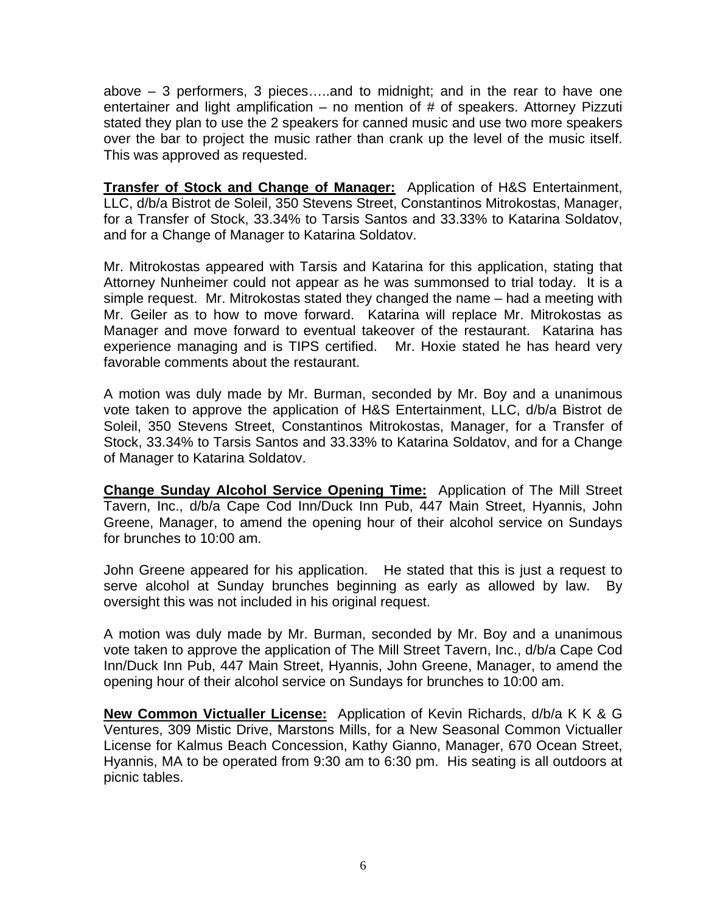above – 3 performers, 3 pieces…..and to midnight; and in the rear to have one entertainer and light amplification – no mention of # of speakers. Attorney Pizzuti stated they plan to use the 2 speakers for canned music and use two more speakers over the bar to project the music rather than crank up the level of the music itself. This was approved as requested.

**Transfer of Stock and Change of Manager:** Application of H&S Entertainment, LLC, d/b/a Bistrot de Soleil, 350 Stevens Street, Constantinos Mitrokostas, Manager, for a Transfer of Stock, 33.34% to Tarsis Santos and 33.33% to Katarina Soldatov, and for a Change of Manager to Katarina Soldatov.

Mr. Mitrokostas appeared with Tarsis and Katarina for this application, stating that Attorney Nunheimer could not appear as he was summonsed to trial today. It is a simple request. Mr. Mitrokostas stated they changed the name – had a meeting with Mr. Geiler as to how to move forward. Katarina will replace Mr. Mitrokostas as Manager and move forward to eventual takeover of the restaurant. Katarina has experience managing and is TIPS certified. Mr. Hoxie stated he has heard very favorable comments about the restaurant.

A motion was duly made by Mr. Burman, seconded by Mr. Boy and a unanimous vote taken to approve the application of H&S Entertainment, LLC, d/b/a Bistrot de Soleil, 350 Stevens Street, Constantinos Mitrokostas, Manager, for a Transfer of Stock, 33.34% to Tarsis Santos and 33.33% to Katarina Soldatov, and for a Change of Manager to Katarina Soldatov.

**Change Sunday Alcohol Service Opening Time:** Application of The Mill Street Tavern, Inc., d/b/a Cape Cod Inn/Duck Inn Pub, 447 Main Street, Hyannis, John Greene, Manager, to amend the opening hour of their alcohol service on Sundays for brunches to 10:00 am.

John Greene appeared for his application. He stated that this is just a request to serve alcohol at Sunday brunches beginning as early as allowed by law. By oversight this was not included in his original request.

A motion was duly made by Mr. Burman, seconded by Mr. Boy and a unanimous vote taken to approve the application of The Mill Street Tavern, Inc., d/b/a Cape Cod Inn/Duck Inn Pub, 447 Main Street, Hyannis, John Greene, Manager, to amend the opening hour of their alcohol service on Sundays for brunches to 10:00 am.

**New Common Victualler License:** Application of Kevin Richards, d/b/a K K & G Ventures, 309 Mistic Drive, Marstons Mills, for a New Seasonal Common Victualler License for Kalmus Beach Concession, Kathy Gianno, Manager, 670 Ocean Street, Hyannis, MA to be operated from 9:30 am to 6:30 pm. His seating is all outdoors at picnic tables.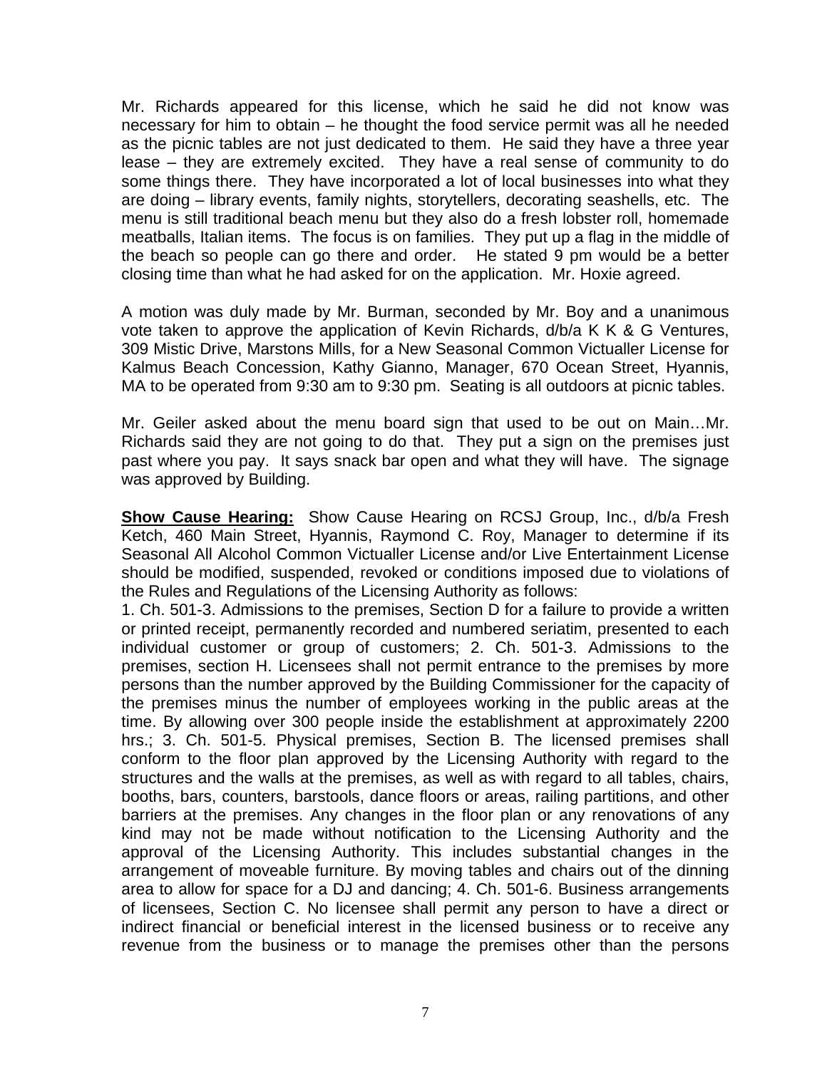Mr. Richards appeared for this license, which he said he did not know was necessary for him to obtain – he thought the food service permit was all he needed as the picnic tables are not just dedicated to them. He said they have a three year lease – they are extremely excited. They have a real sense of community to do some things there. They have incorporated a lot of local businesses into what they are doing – library events, family nights, storytellers, decorating seashells, etc. The menu is still traditional beach menu but they also do a fresh lobster roll, homemade meatballs, Italian items. The focus is on families. They put up a flag in the middle of the beach so people can go there and order. He stated 9 pm would be a better closing time than what he had asked for on the application. Mr. Hoxie agreed.

A motion was duly made by Mr. Burman, seconded by Mr. Boy and a unanimous vote taken to approve the application of Kevin Richards, d/b/a K K & G Ventures, 309 Mistic Drive, Marstons Mills, for a New Seasonal Common Victualler License for Kalmus Beach Concession, Kathy Gianno, Manager, 670 Ocean Street, Hyannis, MA to be operated from 9:30 am to 9:30 pm. Seating is all outdoors at picnic tables.

Mr. Geiler asked about the menu board sign that used to be out on Main…Mr. Richards said they are not going to do that. They put a sign on the premises just past where you pay. It says snack bar open and what they will have. The signage was approved by Building.

**Show Cause Hearing:** Show Cause Hearing on RCSJ Group, Inc., d/b/a Fresh Ketch, 460 Main Street, Hyannis, Raymond C. Roy, Manager to determine if its Seasonal All Alcohol Common Victualler License and/or Live Entertainment License should be modified, suspended, revoked or conditions imposed due to violations of the Rules and Regulations of the Licensing Authority as follows:
1. Ch. 501-3. Admissions to the premises, Section D for a failure to provide a written or printed receipt, permanently recorded and numbered seriatim, presented to each individual customer or group of customers; 2. Ch. 501-3. Admissions to the premises, section H. Licensees shall not permit entrance to the premises by more persons than the number approved by the Building Commissioner for the capacity of the premises minus the number of employees working in the public areas at the time. By allowing over 300 people inside the establishment at approximately 2200 hrs.; 3. Ch. 501-5. Physical premises, Section B. The licensed premises shall conform to the floor plan approved by the Licensing Authority with regard to the structures and the walls at the premises, as well as with regard to all tables, chairs, booths, bars, counters, barstools, dance floors or areas, railing partitions, and other barriers at the premises. Any changes in the floor plan or any renovations of any kind may not be made without notification to the Licensing Authority and the approval of the Licensing Authority. This includes substantial changes in the arrangement of moveable furniture. By moving tables and chairs out of the dinning area to allow for space for a DJ and dancing; 4. Ch. 501-6. Business arrangements of licensees, Section C. No licensee shall permit any person to have a direct or indirect financial or beneficial interest in the licensed business or to receive any revenue from the business or to manage the premises other than the persons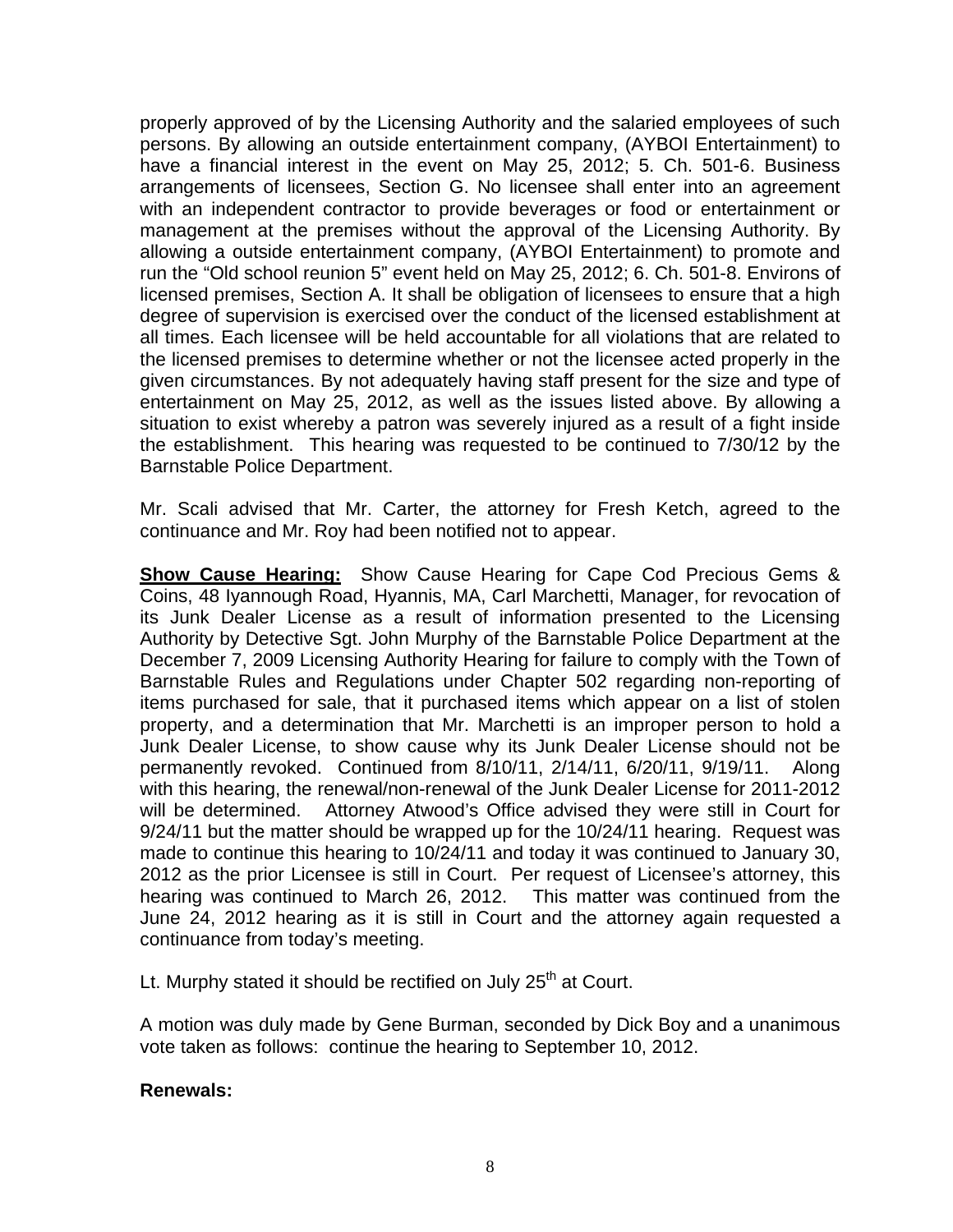properly approved of by the Licensing Authority and the salaried employees of such persons. By allowing an outside entertainment company, (AYBOI Entertainment) to have a financial interest in the event on May 25, 2012; 5. Ch. 501-6. Business arrangements of licensees, Section G. No licensee shall enter into an agreement with an independent contractor to provide beverages or food or entertainment or management at the premises without the approval of the Licensing Authority. By allowing a outside entertainment company, (AYBOI Entertainment) to promote and run the "Old school reunion 5" event held on May 25, 2012; 6. Ch. 501-8. Environs of licensed premises, Section A. It shall be obligation of licensees to ensure that a high degree of supervision is exercised over the conduct of the licensed establishment at all times. Each licensee will be held accountable for all violations that are related to the licensed premises to determine whether or not the licensee acted properly in the given circumstances. By not adequately having staff present for the size and type of entertainment on May 25, 2012, as well as the issues listed above. By allowing a situation to exist whereby a patron was severely injured as a result of a fight inside the establishment. This hearing was requested to be continued to 7/30/12 by the Barnstable Police Department.

Mr. Scali advised that Mr. Carter, the attorney for Fresh Ketch, agreed to the continuance and Mr. Roy had been notified not to appear.

**Show Cause Hearing:** Show Cause Hearing for Cape Cod Precious Gems & Coins, 48 Iyannough Road, Hyannis, MA, Carl Marchetti, Manager, for revocation of its Junk Dealer License as a result of information presented to the Licensing Authority by Detective Sgt. John Murphy of the Barnstable Police Department at the December 7, 2009 Licensing Authority Hearing for failure to comply with the Town of Barnstable Rules and Regulations under Chapter 502 regarding non-reporting of items purchased for sale, that it purchased items which appear on a list of stolen property, and a determination that Mr. Marchetti is an improper person to hold a Junk Dealer License, to show cause why its Junk Dealer License should not be permanently revoked. Continued from 8/10/11, 2/14/11, 6/20/11, 9/19/11. Along with this hearing, the renewal/non-renewal of the Junk Dealer License for 2011-2012 will be determined. Attorney Atwood's Office advised they were still in Court for 9/24/11 but the matter should be wrapped up for the 10/24/11 hearing. Request was made to continue this hearing to 10/24/11 and today it was continued to January 30, 2012 as the prior Licensee is still in Court. Per request of Licensee's attorney, this hearing was continued to March 26, 2012. This matter was continued from the June 24, 2012 hearing as it is still in Court and the attorney again requested a continuance from today's meeting.

Lt. Murphy stated it should be rectified on July 25th at Court.

A motion was duly made by Gene Burman, seconded by Dick Boy and a unanimous vote taken as follows: continue the hearing to September 10, 2012.

**Renewals:**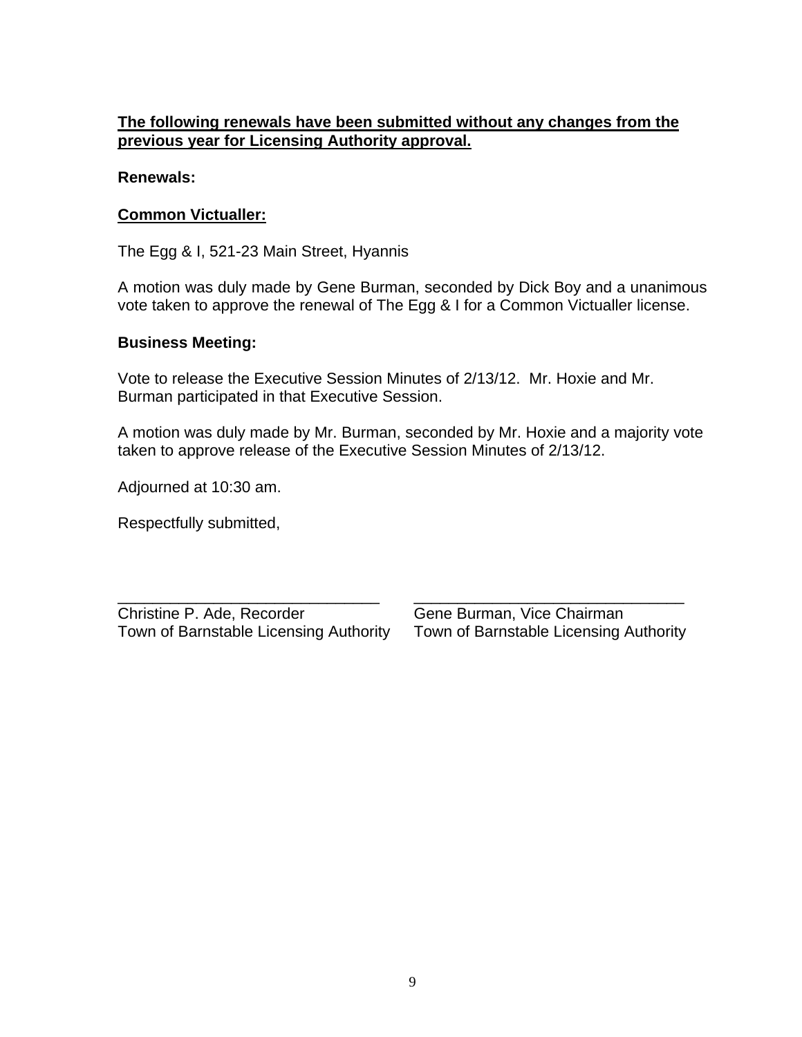**<u>The following renewals have been submitted without any changes from the previous year for Licensing Authority approval.</u>**

**Renewals:**

**<u>Common Victualler:</u>**

The Egg & I, 521-23 Main Street, Hyannis

A motion was duly made by Gene Burman, seconded by Dick Boy and a unanimous vote taken to approve the renewal of The Egg & I for a Common Victualler license.

**Business Meeting:**

Vote to release the Executive Session Minutes of 2/13/12. Mr. Hoxie and Mr. Burman participated in that Executive Session.

A motion was duly made by Mr. Burman, seconded by Mr. Hoxie and a majority vote taken to approve release of the Executive Session Minutes of 2/13/12.

Adjourned at 10:30 am.

Respectfully submitted,

| | |
|---|---|
| ______________________________ | ______________________________ |
| Christine P. Ade, Recorder | Gene Burman, Vice Chairman |
| Town of Barnstable Licensing Authority | Town of Barnstable Licensing Authority |